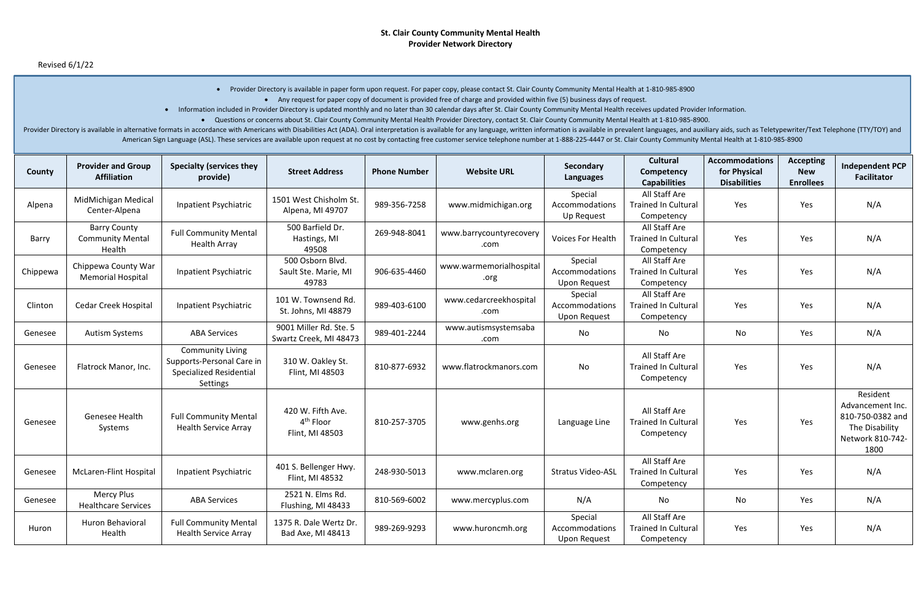**St. Clair County Community Mental Health**
**Provider Network Directory**

Revised 6/1/22

- Provider Directory is available in paper form upon request. For paper copy, please contact St. Clair County Community Mental Health at 1-810-985-8900
- Any request for paper copy of document is provided free of charge and provided within five (5) business days of request.
- Information included in Provider Directory is updated monthly and no later than 30 calendar days after St. Clair County Community Mental Health receives updated Provider Information.
- Questions or concerns about St. Clair County Community Mental Health Provider Directory, contact St. Clair County Community Mental Health at 1-810-985-8900.

Provider Directory is available in alternative formats in accordance with Americans with Disabilities Act (ADA). Oral interpretation is available for any language, written information is available in prevalent languages, and auxiliary aids, such as Teletypewriter/Text Telephone (TTY/TOY) and American Sign Language (ASL). These services are available upon request at no cost by contacting free customer service telephone number at 1-888-225-4447 or St. Clair County Community Mental Health at 1-810-985-8900

| County | Provider and Group Affiliation | Specialty (services they provide) | Street Address | Phone Number | Website URL | Secondary Languages | Cultural Competency Capabilities | Accommodations for Physical Disabilities | Accepting New Enrollees | Independent PCP Facilitator |
|---|---|---|---|---|---|---|---|---|---|---|
| Alpena | MidMichigan Medical Center-Alpena | Inpatient Psychiatric | 1501 West Chisholm St. Alpena, MI 49707 | 989-356-7258 | www.midmichigan.org | Special Accommodations Up Request | All Staff Are Trained In Cultural Competency | Yes | Yes | N/A |
| Barry | Barry County Community Mental Health | Full Community Mental Health Array | 500 Barfield Dr. Hastings, MI 49508 | 269-948-8041 | www.barrycountyrecovery.com | Voices For Health | All Staff Are Trained In Cultural Competency | Yes | Yes | N/A |
| Chippewa | Chippewa County War Memorial Hospital | Inpatient Psychiatric | 500 Osborn Blvd. Sault Ste. Marie, MI 49783 | 906-635-4460 | www.warmemorialhospital.org | Special Accommodations Upon Request | All Staff Are Trained In Cultural Competency | Yes | Yes | N/A |
| Clinton | Cedar Creek Hospital | Inpatient Psychiatric | 101 W. Townsend Rd. St. Johns, MI 48879 | 989-403-6100 | www.cedarcreekhospital.com | Special Accommodations Upon Request | All Staff Are Trained In Cultural Competency | Yes | Yes | N/A |
| Genesee | Autism Systems | ABA Services | 9001 Miller Rd. Ste. 5 Swartz Creek, MI 48473 | 989-401-2244 | www.autismsystemsaba.com | No | No | No | Yes | N/A |
| Genesee | Flatrock Manor, Inc. | Community Living Supports-Personal Care in Specialized Residential Settings | 310 W. Oakley St. Flint, MI 48503 | 810-877-6932 | www.flatrockmanors.com | No | All Staff Are Trained In Cultural Competency | Yes | Yes | N/A |
| Genesee | Genesee Health Systems | Full Community Mental Health Service Array | 420 W. Fifth Ave. 4th Floor Flint, MI 48503 | 810-257-3705 | www.genhs.org | Language Line | All Staff Are Trained In Cultural Competency | Yes | Yes | Resident Advancement Inc. 810-750-0382 and The Disability Network 810-742-1800 |
| Genesee | McLaren-Flint Hospital | Inpatient Psychiatric | 401 S. Bellenger Hwy. Flint, MI 48532 | 248-930-5013 | www.mclaren.org | Stratus Video-ASL | All Staff Are Trained In Cultural Competency | Yes | Yes | N/A |
| Genesee | Mercy Plus Healthcare Services | ABA Services | 2521 N. Elms Rd. Flushing, MI 48433 | 810-569-6002 | www.mercyplus.com | N/A | No | No | Yes | N/A |
| Huron | Huron Behavioral Health | Full Community Mental Health Service Array | 1375 R. Dale Wertz Dr. Bad Axe, MI 48413 | 989-269-9293 | www.huroncmh.org | Special Accommodations Upon Request | All Staff Are Trained In Cultural Competency | Yes | Yes | N/A |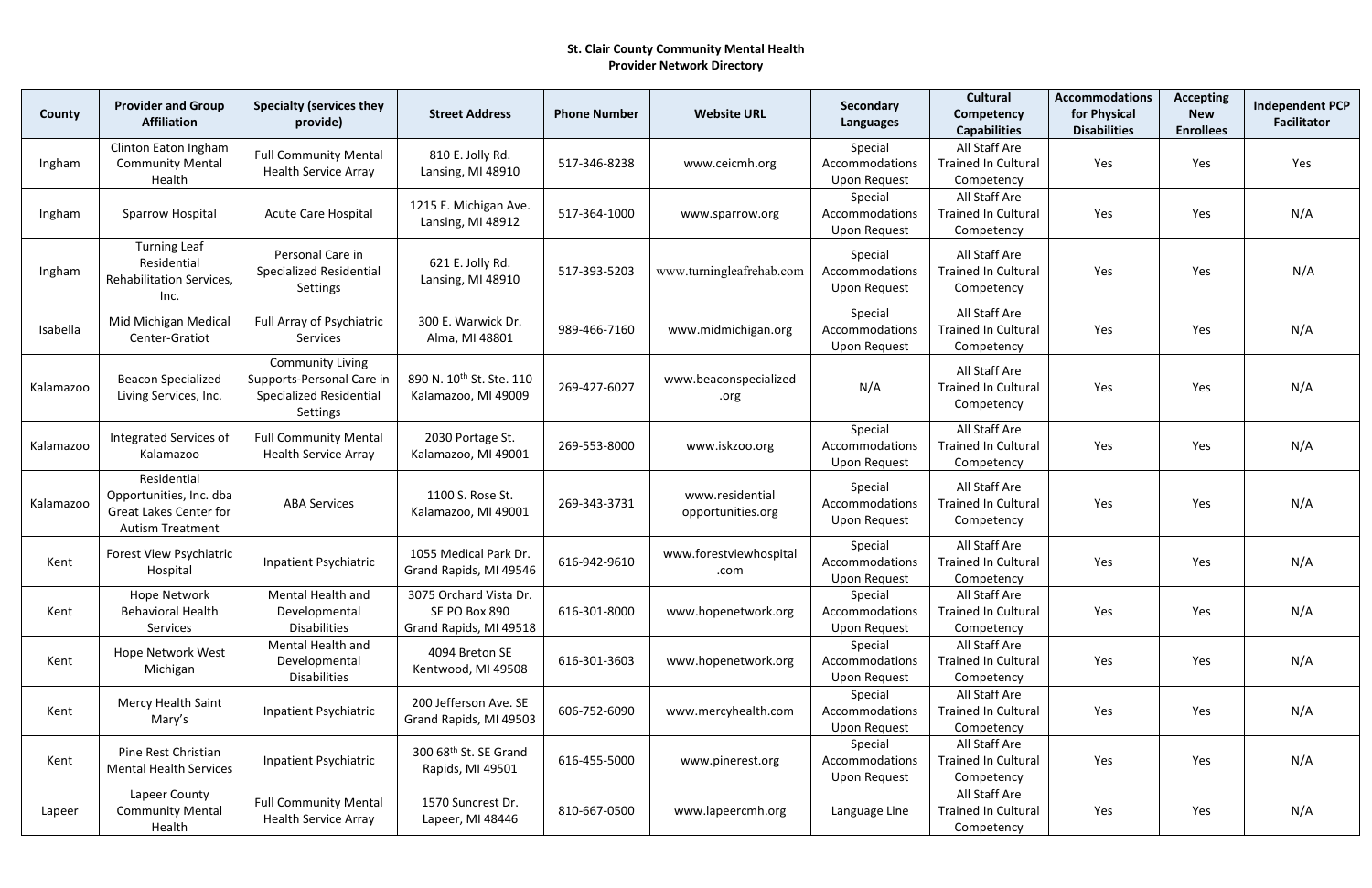**St. Clair County Community Mental Health**
**Provider Network Directory**

| County | Provider and Group Affiliation | Specialty (services they provide) | Street Address | Phone Number | Website URL | Secondary Languages | Cultural Competency Capabilities | Accommodations for Physical Disabilities | Accepting New Enrollees | Independent PCP Facilitator |
|---|---|---|---|---|---|---|---|---|---|---|
| Ingham | Clinton Eaton Ingham Community Mental Health | Full Community Mental Health Service Array | 810 E. Jolly Rd. Lansing, MI 48910 | 517-346-8238 | www.ceicmh.org | Special Accommodations Upon Request | All Staff Are Trained In Cultural Competency | Yes | Yes | Yes |
| Ingham | Sparrow Hospital | Acute Care Hospital | 1215 E. Michigan Ave. Lansing, MI 48912 | 517-364-1000 | www.sparrow.org | Special Accommodations Upon Request | All Staff Are Trained In Cultural Competency | Yes | Yes | N/A |
| Ingham | Turning Leaf Residential Rehabilitation Services, Inc. | Personal Care in Specialized Residential Settings | 621 E. Jolly Rd. Lansing, MI 48910 | 517-393-5203 | www.turningleafrehab.com | Special Accommodations Upon Request | All Staff Are Trained In Cultural Competency | Yes | Yes | N/A |
| Isabella | Mid Michigan Medical Center-Gratiot | Full Array of Psychiatric Services | 300 E. Warwick Dr. Alma, MI 48801 | 989-466-7160 | www.midmichigan.org | Special Accommodations Upon Request | All Staff Are Trained In Cultural Competency | Yes | Yes | N/A |
| Kalamazoo | Beacon Specialized Living Services, Inc. | Community Living Supports-Personal Care in Specialized Residential Settings | 890 N. 10th St. Ste. 110 Kalamazoo, MI 49009 | 269-427-6027 | www.beaconspecialized.org | N/A | All Staff Are Trained In Cultural Competency | Yes | Yes | N/A |
| Kalamazoo | Integrated Services of Kalamazoo | Full Community Mental Health Service Array | 2030 Portage St. Kalamazoo, MI 49001 | 269-553-8000 | www.iskzoo.org | Special Accommodations Upon Request | All Staff Are Trained In Cultural Competency | Yes | Yes | N/A |
| Kalamazoo | Residential Opportunities, Inc. dba Great Lakes Center for Autism Treatment | ABA Services | 1100 S. Rose St. Kalamazoo, MI 49001 | 269-343-3731 | www.residential opportunities.org | Special Accommodations Upon Request | All Staff Are Trained In Cultural Competency | Yes | Yes | N/A |
| Kent | Forest View Psychiatric Hospital | Inpatient Psychiatric | 1055 Medical Park Dr. Grand Rapids, MI 49546 | 616-942-9610 | www.forestviewhospital.com | Special Accommodations Upon Request | All Staff Are Trained In Cultural Competency | Yes | Yes | N/A |
| Kent | Hope Network Behavioral Health Services | Mental Health and Developmental Disabilities | 3075 Orchard Vista Dr. SE PO Box 890 Grand Rapids, MI 49518 | 616-301-8000 | www.hopenetwork.org | Special Accommodations Upon Request | All Staff Are Trained In Cultural Competency | Yes | Yes | N/A |
| Kent | Hope Network West Michigan | Mental Health and Developmental Disabilities | 4094 Breton SE Kentwood, MI 49508 | 616-301-3603 | www.hopenetwork.org | Special Accommodations Upon Request | All Staff Are Trained In Cultural Competency | Yes | Yes | N/A |
| Kent | Mercy Health Saint Mary's | Inpatient Psychiatric | 200 Jefferson Ave. SE Grand Rapids, MI 49503 | 606-752-6090 | www.mercyhealth.com | Special Accommodations Upon Request | All Staff Are Trained In Cultural Competency | Yes | Yes | N/A |
| Kent | Pine Rest Christian Mental Health Services | Inpatient Psychiatric | 300 68th St. SE Grand Rapids, MI 49501 | 616-455-5000 | www.pinerest.org | Special Accommodations Upon Request | All Staff Are Trained In Cultural Competency | Yes | Yes | N/A |
| Lapeer | Lapeer County Community Mental Health | Full Community Mental Health Service Array | 1570 Suncrest Dr. Lapeer, MI 48446 | 810-667-0500 | www.lapeercmh.org | Language Line | All Staff Are Trained In Cultural Competency | Yes | Yes | N/A |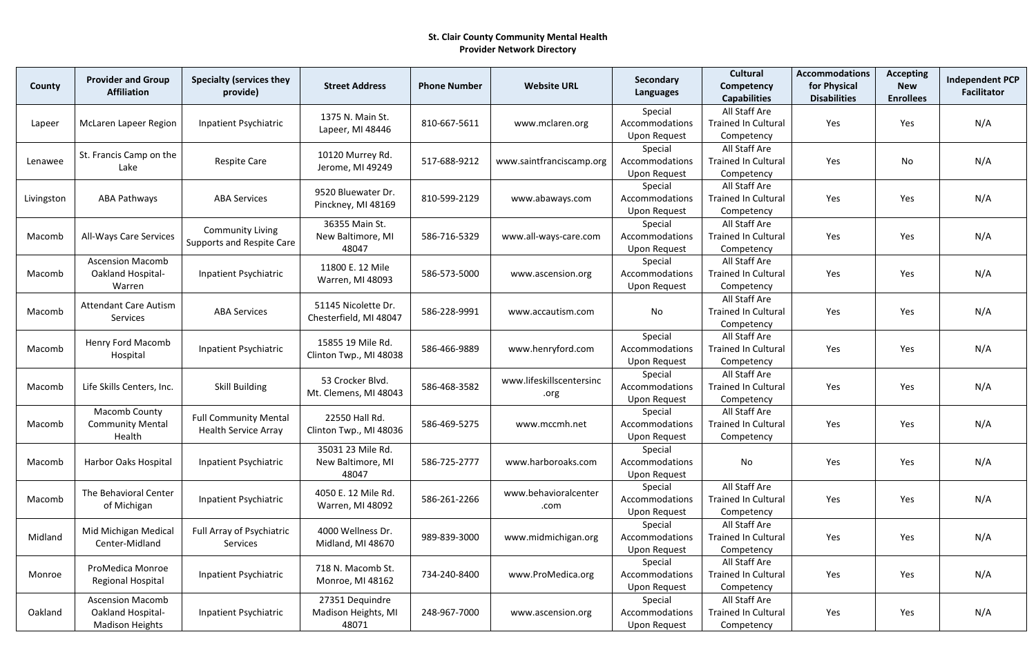**St. Clair County Community Mental Health**
**Provider Network Directory**

| County | Provider and Group Affiliation | Specialty (services they provide) | Street Address | Phone Number | Website URL | Secondary Languages | Cultural Competency Capabilities | Accommodations for Physical Disabilities | Accepting New Enrollees | Independent PCP Facilitator |
|---|---|---|---|---|---|---|---|---|---|---|
| Lapeer | McLaren Lapeer Region | Inpatient Psychiatric | 1375 N. Main St. Lapeer, MI 48446 | 810-667-5611 | www.mclaren.org | Special Accommodations Upon Request | All Staff Are Trained In Cultural Competency | Yes | Yes | N/A |
| Lenawee | St. Francis Camp on the Lake | Respite Care | 10120 Murrey Rd. Jerome, MI 49249 | 517-688-9212 | www.saintfranciscamp.org | Special Accommodations Upon Request | All Staff Are Trained In Cultural Competency | Yes | No | N/A |
| Livingston | ABA Pathways | ABA Services | 9520 Bluewater Dr. Pinckney, MI 48169 | 810-599-2129 | www.abaways.com | Special Accommodations Upon Request | All Staff Are Trained In Cultural Competency | Yes | Yes | N/A |
| Macomb | All-Ways Care Services | Community Living Supports and Respite Care | 36355 Main St. New Baltimore, MI 48047 | 586-716-5329 | www.all-ways-care.com | Special Accommodations Upon Request | All Staff Are Trained In Cultural Competency | Yes | Yes | N/A |
| Macomb | Ascension Macomb Oakland Hospital-Warren | Inpatient Psychiatric | 11800 E. 12 Mile Warren, MI 48093 | 586-573-5000 | www.ascension.org | Special Accommodations Upon Request | All Staff Are Trained In Cultural Competency | Yes | Yes | N/A |
| Macomb | Attendant Care Autism Services | ABA Services | 51145 Nicolette Dr. Chesterfield, MI 48047 | 586-228-9991 | www.accautism.com | No | All Staff Are Trained In Cultural Competency | Yes | Yes | N/A |
| Macomb | Henry Ford Macomb Hospital | Inpatient Psychiatric | 15855 19 Mile Rd. Clinton Twp., MI 48038 | 586-466-9889 | www.henryford.com | Special Accommodations Upon Request | All Staff Are Trained In Cultural Competency | Yes | Yes | N/A |
| Macomb | Life Skills Centers, Inc. | Skill Building | 53 Crocker Blvd. Mt. Clemens, MI 48043 | 586-468-3582 | www.lifeskillscentersinc.org | Special Accommodations Upon Request | All Staff Are Trained In Cultural Competency | Yes | Yes | N/A |
| Macomb | Macomb County Community Mental Health | Full Community Mental Health Service Array | 22550 Hall Rd. Clinton Twp., MI 48036 | 586-469-5275 | www.mccmh.net | Special Accommodations Upon Request | All Staff Are Trained In Cultural Competency | Yes | Yes | N/A |
| Macomb | Harbor Oaks Hospital | Inpatient Psychiatric | 35031 23 Mile Rd. New Baltimore, MI 48047 | 586-725-2777 | www.harboroaks.com | Special Accommodations Upon Request | No | Yes | Yes | N/A |
| Macomb | The Behavioral Center of Michigan | Inpatient Psychiatric | 4050 E. 12 Mile Rd. Warren, MI 48092 | 586-261-2266 | www.behavioralcenter.com | Special Accommodations Upon Request | All Staff Are Trained In Cultural Competency | Yes | Yes | N/A |
| Midland | Mid Michigan Medical Center-Midland | Full Array of Psychiatric Services | 4000 Wellness Dr. Midland, MI 48670 | 989-839-3000 | www.midmichigan.org | Special Accommodations Upon Request | All Staff Are Trained In Cultural Competency | Yes | Yes | N/A |
| Monroe | ProMedica Monroe Regional Hospital | Inpatient Psychiatric | 718 N. Macomb St. Monroe, MI 48162 | 734-240-8400 | www.ProMedica.org | Special Accommodations Upon Request | All Staff Are Trained In Cultural Competency | Yes | Yes | N/A |
| Oakland | Ascension Macomb Oakland Hospital-Madison Heights | Inpatient Psychiatric | 27351 Dequindre Madison Heights, MI 48071 | 248-967-7000 | www.ascension.org | Special Accommodations Upon Request | All Staff Are Trained In Cultural Competency | Yes | Yes | N/A |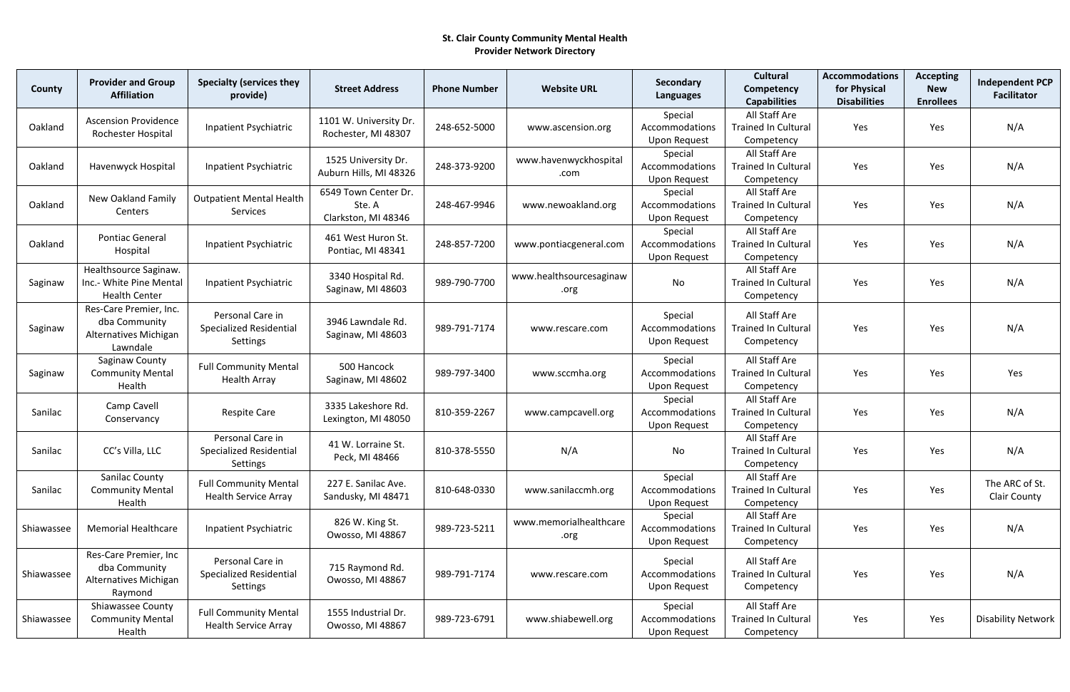**St. Clair County Community Mental Health**
**Provider Network Directory**

| County | Provider and Group Affiliation | Specialty (services they provide) | Street Address | Phone Number | Website URL | Secondary Languages | Cultural Competency Capabilities | Accommodations for Physical Disabilities | Accepting New Enrollees | Independent PCP Facilitator |
|---|---|---|---|---|---|---|---|---|---|---|
| Oakland | Ascension Providence Rochester Hospital | Inpatient Psychiatric | 1101 W. University Dr. Rochester, MI 48307 | 248-652-5000 | www.ascension.org | Special Accommodations Upon Request | All Staff Are Trained In Cultural Competency | Yes | Yes | N/A |
| Oakland | Havenwyck Hospital | Inpatient Psychiatric | 1525 University Dr. Auburn Hills, MI 48326 | 248-373-9200 | www.havenwyckhospital.com | Special Accommodations Upon Request | All Staff Are Trained In Cultural Competency | Yes | Yes | N/A |
| Oakland | New Oakland Family Centers | Outpatient Mental Health Services | 6549 Town Center Dr. Ste. A Clarkston, MI 48346 | 248-467-9946 | www.newoakland.org | Special Accommodations Upon Request | All Staff Are Trained In Cultural Competency | Yes | Yes | N/A |
| Oakland | Pontiac General Hospital | Inpatient Psychiatric | 461 West Huron St. Pontiac, MI 48341 | 248-857-7200 | www.pontiacgeneral.com | Special Accommodations Upon Request | All Staff Are Trained In Cultural Competency | Yes | Yes | N/A |
| Saginaw | Healthsource Saginaw. Inc.- White Pine Mental Health Center | Inpatient Psychiatric | 3340 Hospital Rd. Saginaw, MI 48603 | 989-790-7700 | www.healthsourcesaginaw.org | No | All Staff Are Trained In Cultural Competency | Yes | Yes | N/A |
| Saginaw | Res-Care Premier, Inc. dba Community Alternatives Michigan Lawndale | Personal Care in Specialized Residential Settings | 3946 Lawndale Rd. Saginaw, MI 48603 | 989-791-7174 | www.rescare.com | Special Accommodations Upon Request | All Staff Are Trained In Cultural Competency | Yes | Yes | N/A |
| Saginaw | Saginaw County Community Mental Health | Full Community Mental Health Array | 500 Hancock Saginaw, MI 48602 | 989-797-3400 | www.sccmha.org | Special Accommodations Upon Request | All Staff Are Trained In Cultural Competency | Yes | Yes | Yes |
| Sanilac | Camp Cavell Conservancy | Respite Care | 3335 Lakeshore Rd. Lexington, MI 48050 | 810-359-2267 | www.campcavell.org | Special Accommodations Upon Request | All Staff Are Trained In Cultural Competency | Yes | Yes | N/A |
| Sanilac | CC's Villa, LLC | Personal Care in Specialized Residential Settings | 41 W. Lorraine St. Peck, MI 48466 | 810-378-5550 | N/A | No | All Staff Are Trained In Cultural Competency | Yes | Yes | N/A |
| Sanilac | Sanilac County Community Mental Health | Full Community Mental Health Service Array | 227 E. Sanilac Ave. Sandusky, MI 48471 | 810-648-0330 | www.sanilaccmh.org | Special Accommodations Upon Request | All Staff Are Trained In Cultural Competency | Yes | Yes | The ARC of St. Clair County |
| Shiawassee | Memorial Healthcare | Inpatient Psychiatric | 826 W. King St. Owosso, MI 48867 | 989-723-5211 | www.memorialhealthcare.org | Special Accommodations Upon Request | All Staff Are Trained In Cultural Competency | Yes | Yes | N/A |
| Shiawassee | Res-Care Premier, Inc dba Community Alternatives Michigan Raymond | Personal Care in Specialized Residential Settings | 715 Raymond Rd. Owosso, MI 48867 | 989-791-7174 | www.rescare.com | Special Accommodations Upon Request | All Staff Are Trained In Cultural Competency | Yes | Yes | N/A |
| Shiawassee | Shiawassee County Community Mental Health | Full Community Mental Health Service Array | 1555 Industrial Dr. Owosso, MI 48867 | 989-723-6791 | www.shiabewell.org | Special Accommodations Upon Request | All Staff Are Trained In Cultural Competency | Yes | Yes | Disability Network |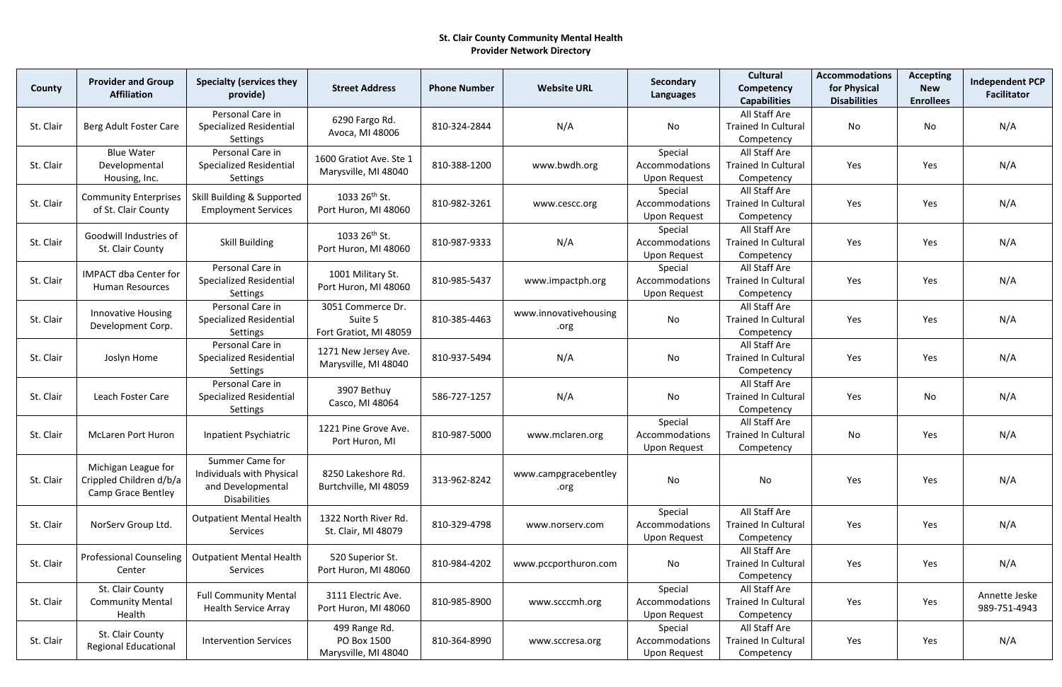**St. Clair County Community Mental Health**
**Provider Network Directory**

| County | Provider and Group Affiliation | Specialty (services they provide) | Street Address | Phone Number | Website URL | Secondary Languages | Cultural Competency Capabilities | Accommodations for Physical Disabilities | Accepting New Enrollees | Independent PCP Facilitator |
|---|---|---|---|---|---|---|---|---|---|---|
| St. Clair | Berg Adult Foster Care | Personal Care in Specialized Residential Settings | 6290 Fargo Rd. Avoca, MI 48006 | 810-324-2844 | N/A | No | All Staff Are Trained In Cultural Competency | No | No | N/A |
| St. Clair | Blue Water Developmental Housing, Inc. | Personal Care in Specialized Residential Settings | 1600 Gratiot Ave. Ste 1 Marysville, MI 48040 | 810-388-1200 | www.bwdh.org | Special Accommodations Upon Request | All Staff Are Trained In Cultural Competency | Yes | Yes | N/A |
| St. Clair | Community Enterprises of St. Clair County | Skill Building & Supported Employment Services | 1033 26th St. Port Huron, MI 48060 | 810-982-3261 | www.cescc.org | Special Accommodations Upon Request | All Staff Are Trained In Cultural Competency | Yes | Yes | N/A |
| St. Clair | Goodwill Industries of St. Clair County | Skill Building | 1033 26th St. Port Huron, MI 48060 | 810-987-9333 | N/A | Special Accommodations Upon Request | All Staff Are Trained In Cultural Competency | Yes | Yes | N/A |
| St. Clair | IMPACT dba Center for Human Resources | Personal Care in Specialized Residential Settings | 1001 Military St. Port Huron, MI 48060 | 810-985-5437 | www.impactph.org | Special Accommodations Upon Request | All Staff Are Trained In Cultural Competency | Yes | Yes | N/A |
| St. Clair | Innovative Housing Development Corp. | Personal Care in Specialized Residential Settings | 3051 Commerce Dr. Suite 5 Fort Gratiot, MI 48059 | 810-385-4463 | www.innovativehousing.org | No | All Staff Are Trained In Cultural Competency | Yes | Yes | N/A |
| St. Clair | Joslyn Home | Personal Care in Specialized Residential Settings | 1271 New Jersey Ave. Marysville, MI 48040 | 810-937-5494 | N/A | No | All Staff Are Trained In Cultural Competency | Yes | Yes | N/A |
| St. Clair | Leach Foster Care | Personal Care in Specialized Residential Settings | 3907 Bethuy Casco, MI 48064 | 586-727-1257 | N/A | No | All Staff Are Trained In Cultural Competency | Yes | No | N/A |
| St. Clair | McLaren Port Huron | Inpatient Psychiatric | 1221 Pine Grove Ave. Port Huron, MI | 810-987-5000 | www.mclaren.org | Special Accommodations Upon Request | All Staff Are Trained In Cultural Competency | No | Yes | N/A |
| St. Clair | Michigan League for Crippled Children d/b/a Camp Grace Bentley | Summer Came for Individuals with Physical and Developmental Disabilities | 8250 Lakeshore Rd. Burtchville, MI 48059 | 313-962-8242 | www.campgracebentley.org | No | No | Yes | Yes | N/A |
| St. Clair | NorServ Group Ltd. | Outpatient Mental Health Services | 1322 North River Rd. St. Clair, MI 48079 | 810-329-4798 | www.norserv.com | Special Accommodations Upon Request | All Staff Are Trained In Cultural Competency | Yes | Yes | N/A |
| St. Clair | Professional Counseling Center | Outpatient Mental Health Services | 520 Superior St. Port Huron, MI 48060 | 810-984-4202 | www.pccporthuron.com | No | All Staff Are Trained In Cultural Competency | Yes | Yes | N/A |
| St. Clair | St. Clair County Community Mental Health | Full Community Mental Health Service Array | 3111 Electric Ave. Port Huron, MI 48060 | 810-985-8900 | www.scccmh.org | Special Accommodations Upon Request | All Staff Are Trained In Cultural Competency | Yes | Yes | Annette Jeske 989-751-4943 |
| St. Clair | St. Clair County Regional Educational | Intervention Services | 499 Range Rd. PO Box 1500 Marysville, MI 48040 | 810-364-8990 | www.sccresa.org | Special Accommodations Upon Request | All Staff Are Trained In Cultural Competency | Yes | Yes | N/A |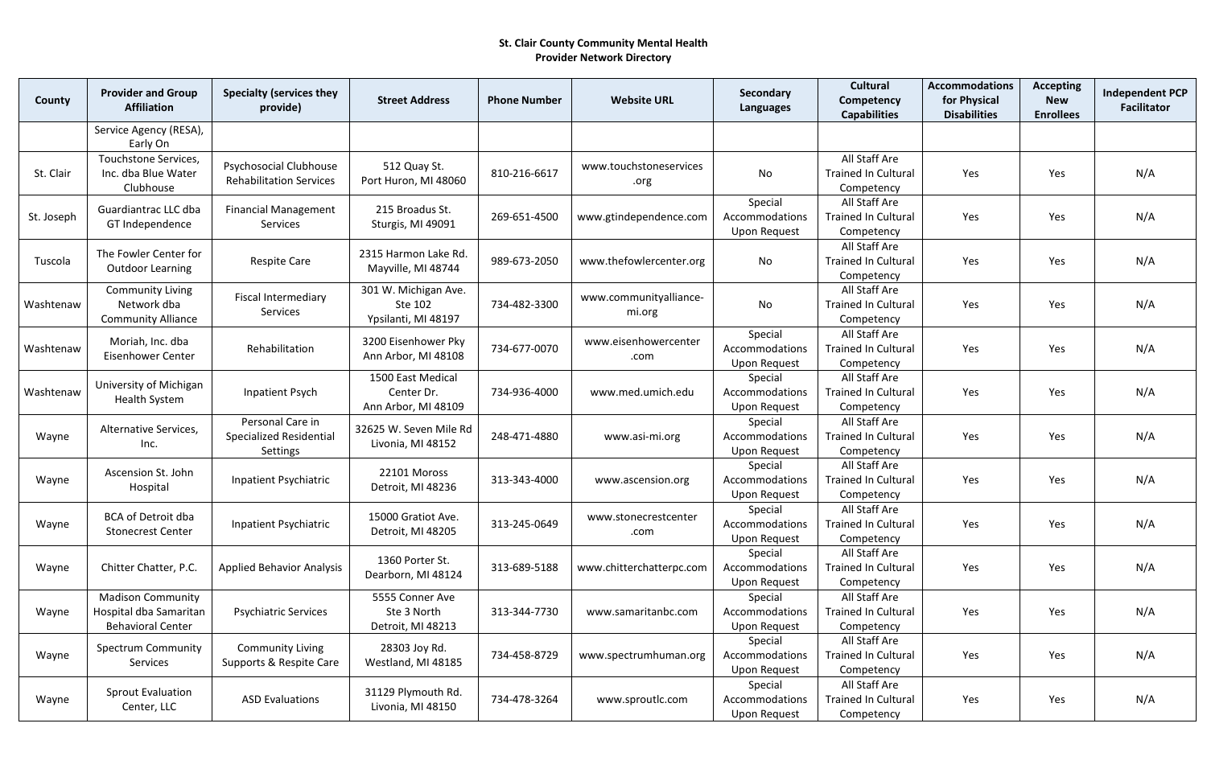**St. Clair County Community Mental Health**
**Provider Network Directory**

| County | Provider and Group Affiliation | Specialty (services they provide) | Street Address | Phone Number | Website URL | Secondary Languages | Cultural Competency Capabilities | Accommodations for Physical Disabilities | Accepting New Enrollees | Independent PCP Facilitator |
|---|---|---|---|---|---|---|---|---|---|---|
| | Service Agency (RESA), Early On | | | | | | | | | |
| St. Clair | Touchstone Services, Inc. dba Blue Water Clubhouse | Psychosocial Clubhouse Rehabilitation Services | 512 Quay St. Port Huron, MI 48060 | 810-216-6617 | www.touchstoneservices.org | No | All Staff Are Trained In Cultural Competency | Yes | Yes | N/A |
| St. Joseph | Guardiantrac LLC dba GT Independence | Financial Management Services | 215 Broadus St. Sturgis, MI 49091 | 269-651-4500 | www.gtindependence.com | Special Accommodations Upon Request | All Staff Are Trained In Cultural Competency | Yes | Yes | N/A |
| Tuscola | The Fowler Center for Outdoor Learning | Respite Care | 2315 Harmon Lake Rd. Mayville, MI 48744 | 989-673-2050 | www.thefowlercenter.org | No | All Staff Are Trained In Cultural Competency | Yes | Yes | N/A |
| Washtenaw | Community Living Network dba Community Alliance | Fiscal Intermediary Services | 301 W. Michigan Ave. Ste 102 Ypsilanti, MI 48197 | 734-482-3300 | www.communityalliance-mi.org | No | All Staff Are Trained In Cultural Competency | Yes | Yes | N/A |
| Washtenaw | Moriah, Inc. dba Eisenhower Center | Rehabilitation | 3200 Eisenhower Pky Ann Arbor, MI 48108 | 734-677-0070 | www.eisenhowercenter.com | Special Accommodations Upon Request | All Staff Are Trained In Cultural Competency | Yes | Yes | N/A |
| Washtenaw | University of Michigan Health System | Inpatient Psych | 1500 East Medical Center Dr. Ann Arbor, MI 48109 | 734-936-4000 | www.med.umich.edu | Special Accommodations Upon Request | All Staff Are Trained In Cultural Competency | Yes | Yes | N/A |
| Wayne | Alternative Services, Inc. | Personal Care in Specialized Residential Settings | 32625 W. Seven Mile Rd Livonia, MI 48152 | 248-471-4880 | www.asi-mi.org | Special Accommodations Upon Request | All Staff Are Trained In Cultural Competency | Yes | Yes | N/A |
| Wayne | Ascension St. John Hospital | Inpatient Psychiatric | 22101 Moross Detroit, MI 48236 | 313-343-4000 | www.ascension.org | Special Accommodations Upon Request | All Staff Are Trained In Cultural Competency | Yes | Yes | N/A |
| Wayne | BCA of Detroit dba Stonecrest Center | Inpatient Psychiatric | 15000 Gratiot Ave. Detroit, MI 48205 | 313-245-0649 | www.stonecrestcenter.com | Special Accommodations Upon Request | All Staff Are Trained In Cultural Competency | Yes | Yes | N/A |
| Wayne | Chitter Chatter, P.C. | Applied Behavior Analysis | 1360 Porter St. Dearborn, MI 48124 | 313-689-5188 | www.chitterchatterpc.com | Special Accommodations Upon Request | All Staff Are Trained In Cultural Competency | Yes | Yes | N/A |
| Wayne | Madison Community Hospital dba Samaritan Behavioral Center | Psychiatric Services | 5555 Conner Ave Ste 3 North Detroit, MI 48213 | 313-344-7730 | www.samaritanbc.com | Special Accommodations Upon Request | All Staff Are Trained In Cultural Competency | Yes | Yes | N/A |
| Wayne | Spectrum Community Services | Community Living Supports & Respite Care | 28303 Joy Rd. Westland, MI 48185 | 734-458-8729 | www.spectrumhuman.org | Special Accommodations Upon Request | All Staff Are Trained In Cultural Competency | Yes | Yes | N/A |
| Wayne | Sprout Evaluation Center, LLC | ASD Evaluations | 31129 Plymouth Rd. Livonia, MI 48150 | 734-478-3264 | www.sproutlc.com | Special Accommodations Upon Request | All Staff Are Trained In Cultural Competency | Yes | Yes | N/A |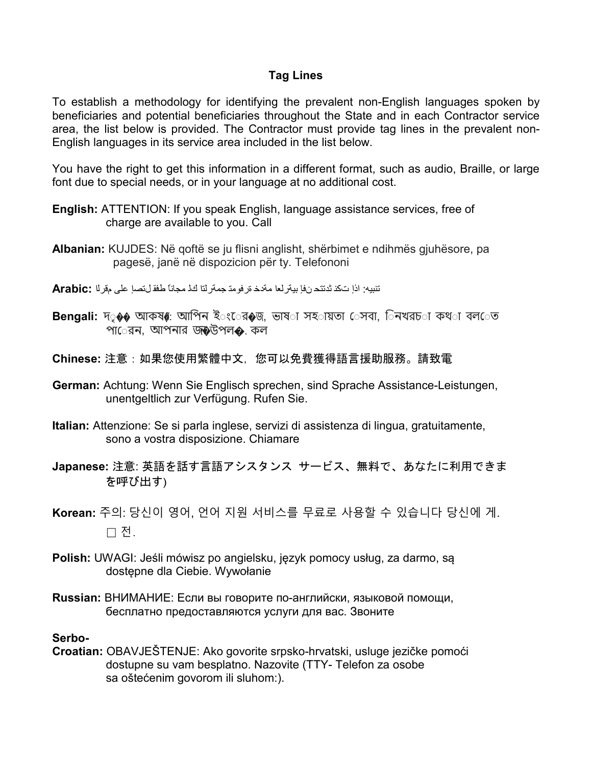## Tag Lines

To establish a methodology for identifying the prevalent non-English languages spoken by beneficiaries and potential beneficiaries throughout the State and in each Contractor service area, the list below is provided. The Contractor must provide tag lines in the prevalent non-English languages in its service area included in the list below.

You have the right to get this information in a different format, such as audio, Braille, or large font due to special needs, or in your language at no additional cost.

**English:** ATTENTION: If you speak English, language assistance services, free of charge are available to you. Call

**Albanian:** KUJDES: Në qoftë se ju flisni anglisht, shërbimet e ndihmës gjuhësore, pa pagesë, janë në dispozicion për ty. Telefononi

**Arabic:** تنبيه: اذا تكلم تتحدث انكليزي خدمات المساعدة اللغوية متوفرة مجانا لك اتصل على رقم

**Bengali:** দ�� আকষ�: আপিন ইংের�জ, ভাষা সহায়তা েসবা, িনখরচা কথা বলেত পােরন, আপনার জ�উপল�. কল

**Chinese:** 注意：如果您使用繁體中文，您可以免費獲得語言援助服務。請致電

**German:** Achtung: Wenn Sie Englisch sprechen, sind Sprache Assistance-Leistungen, unentgeltlich zur Verfügung. Rufen Sie.

**Italian:** Attenzione: Se si parla inglese, servizi di assistenza di lingua, gratuitamente, sono a vostra disposizione. Chiamare

**Japanese:** 注意: 英語を話す言語アシスタンス サービス、無料で、あなたに利用できまを呼び出す)

**Korean:** 주의: 당신이 영어, 언어 지원 서비스를 무료로 사용할 수 있습니다 당신에 게. □ 전.

**Polish:** UWAGI: Jeśli mówisz po angielsku, język pomocy usług, za darmo, są dostępne dla Ciebie. Wywołanie

**Russian:** ВНИМАНИЕ: Если вы говорите по-английски, языковой помощи, бесплатно предоставляются услуги для вас. Звоните

**Serbo-Croatian:** OBAVJEŠTENJE: Ako govorite srpsko-hrvatski, usluge jezičke pomoći dostupne su vam besplatno. Nazovite (TTY- Telefon za osobe sa oštećenim govorom ili sluhom:).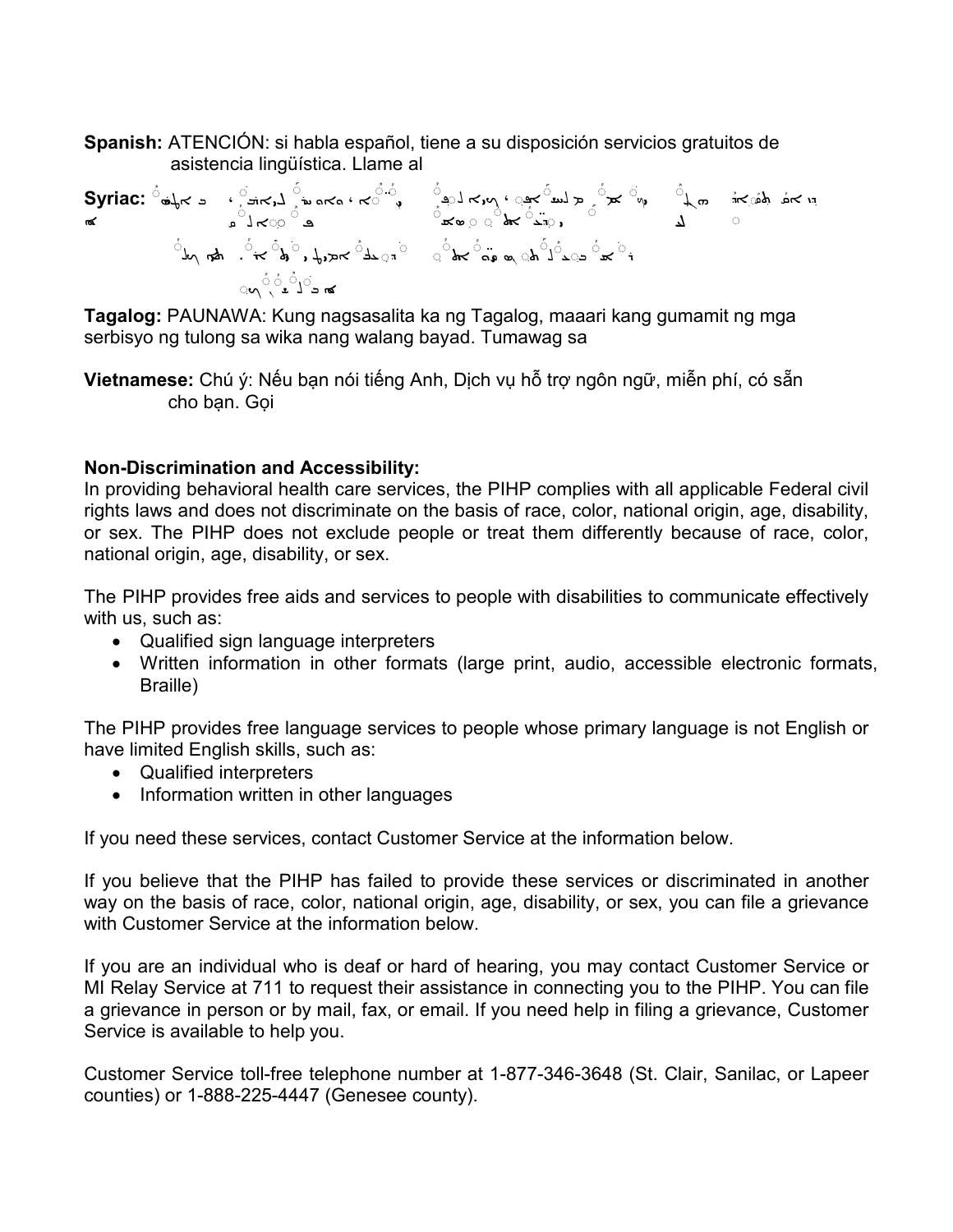**Spanish:** ATENCIÓN: si habla español, tiene a su disposición servicios gratuitos de asistencia lingüística. Llame al

**Syriac:**

**Tagalog:** PAUNAWA: Kung nagsasalita ka ng Tagalog, maaari kang gumamit ng mga serbisyo ng tulong sa wika nang walang bayad. Tumawag sa

**Vietnamese:** Chú ý: Nếu bạn nói tiếng Anh, Dịch vụ hỗ trợ ngôn ngữ, miễn phí, có sẵn cho bạn. Gọi

**Non-Discrimination and Accessibility:**

In providing behavioral health care services, the PIHP complies with all applicable Federal civil rights laws and does not discriminate on the basis of race, color, national origin, age, disability, or sex. The PIHP does not exclude people or treat them differently because of race, color, national origin, age, disability, or sex.

The PIHP provides free aids and services to people with disabilities to communicate effectively with us, such as:

- Qualified sign language interpreters
- Written information in other formats (large print, audio, accessible electronic formats, Braille)

The PIHP provides free language services to people whose primary language is not English or have limited English skills, such as:

- Qualified interpreters
- Information written in other languages

If you need these services, contact Customer Service at the information below.

If you believe that the PIHP has failed to provide these services or discriminated in another way on the basis of race, color, national origin, age, disability, or sex, you can file a grievance with Customer Service at the information below.

If you are an individual who is deaf or hard of hearing, you may contact Customer Service or MI Relay Service at 711 to request their assistance in connecting you to the PIHP. You can file a grievance in person or by mail, fax, or email. If you need help in filing a grievance, Customer Service is available to help you.

Customer Service toll-free telephone number at 1-877-346-3648 (St. Clair, Sanilac, or Lapeer counties) or 1-888-225-4447 (Genesee county).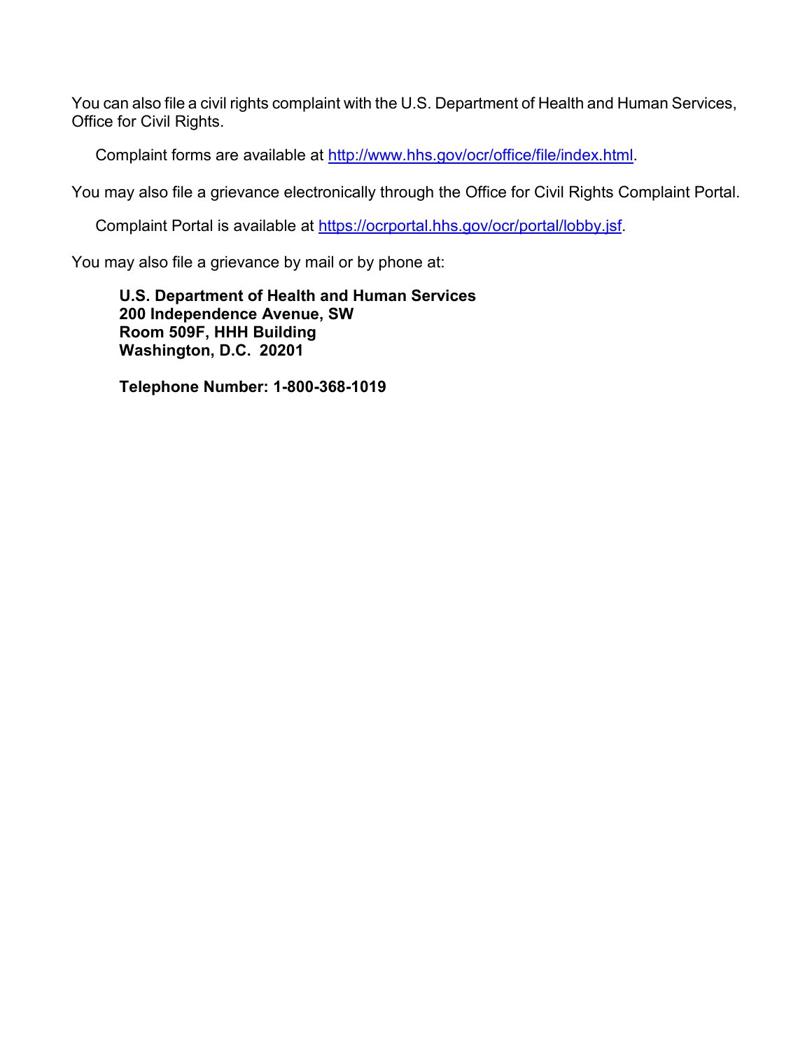You can also file a civil rights complaint with the U.S. Department of Health and Human Services, Office for Civil Rights.

Complaint forms are available at http://www.hhs.gov/ocr/office/file/index.html.

You may also file a grievance electronically through the Office for Civil Rights Complaint Portal.

Complaint Portal is available at https://ocrportal.hhs.gov/ocr/portal/lobby.jsf.

You may also file a grievance by mail or by phone at:

**U.S. Department of Health and Human Services**
**200 Independence Avenue, SW**
**Room 509F, HHH Building**
**Washington, D.C. 20201**

**Telephone Number: 1-800-368-1019**